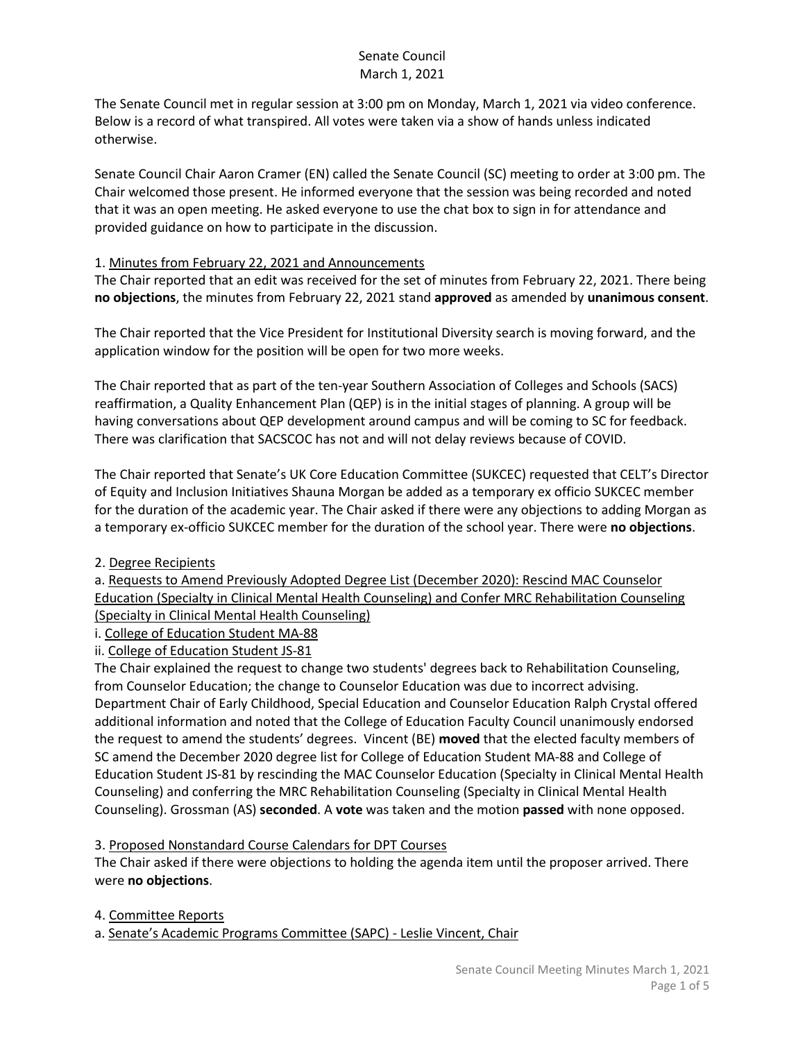Senate Council
March 1, 2021

The Senate Council met in regular session at 3:00 pm on Monday, March 1, 2021 via video conference. Below is a record of what transpired. All votes were taken via a show of hands unless indicated otherwise.

Senate Council Chair Aaron Cramer (EN) called the Senate Council (SC) meeting to order at 3:00 pm. The Chair welcomed those present. He informed everyone that the session was being recorded and noted that it was an open meeting. He asked everyone to use the chat box to sign in for attendance and provided guidance on how to participate in the discussion.

1. Minutes from February 22, 2021 and Announcements

The Chair reported that an edit was received for the set of minutes from February 22, 2021. There being **no objections**, the minutes from February 22, 2021 stand **approved** as amended by **unanimous consent**.

The Chair reported that the Vice President for Institutional Diversity search is moving forward, and the application window for the position will be open for two more weeks.

The Chair reported that as part of the ten-year Southern Association of Colleges and Schools (SACS) reaffirmation, a Quality Enhancement Plan (QEP) is in the initial stages of planning. A group will be having conversations about QEP development around campus and will be coming to SC for feedback. There was clarification that SACSCOC has not and will not delay reviews because of COVID.

The Chair reported that Senate's UK Core Education Committee (SUKCEC) requested that CELT's Director of Equity and Inclusion Initiatives Shauna Morgan be added as a temporary ex officio SUKCEC member for the duration of the academic year. The Chair asked if there were any objections to adding Morgan as a temporary ex-officio SUKCEC member for the duration of the school year. There were **no objections**.

2. Degree Recipients

a. Requests to Amend Previously Adopted Degree List (December 2020): Rescind MAC Counselor Education (Specialty in Clinical Mental Health Counseling) and Confer MRC Rehabilitation Counseling (Specialty in Clinical Mental Health Counseling)

i. College of Education Student MA-88

ii. College of Education Student JS-81

The Chair explained the request to change two students' degrees back to Rehabilitation Counseling, from Counselor Education; the change to Counselor Education was due to incorrect advising. Department Chair of Early Childhood, Special Education and Counselor Education Ralph Crystal offered additional information and noted that the College of Education Faculty Council unanimously endorsed the request to amend the students' degrees. Vincent (BE) **moved** that the elected faculty members of SC amend the December 2020 degree list for College of Education Student MA-88 and College of Education Student JS-81 by rescinding the MAC Counselor Education (Specialty in Clinical Mental Health Counseling) and conferring the MRC Rehabilitation Counseling (Specialty in Clinical Mental Health Counseling). Grossman (AS) **seconded**. A **vote** was taken and the motion **passed** with none opposed.

3. Proposed Nonstandard Course Calendars for DPT Courses

The Chair asked if there were objections to holding the agenda item until the proposer arrived. There were **no objections**.

4. Committee Reports

a. Senate's Academic Programs Committee (SAPC) - Leslie Vincent, Chair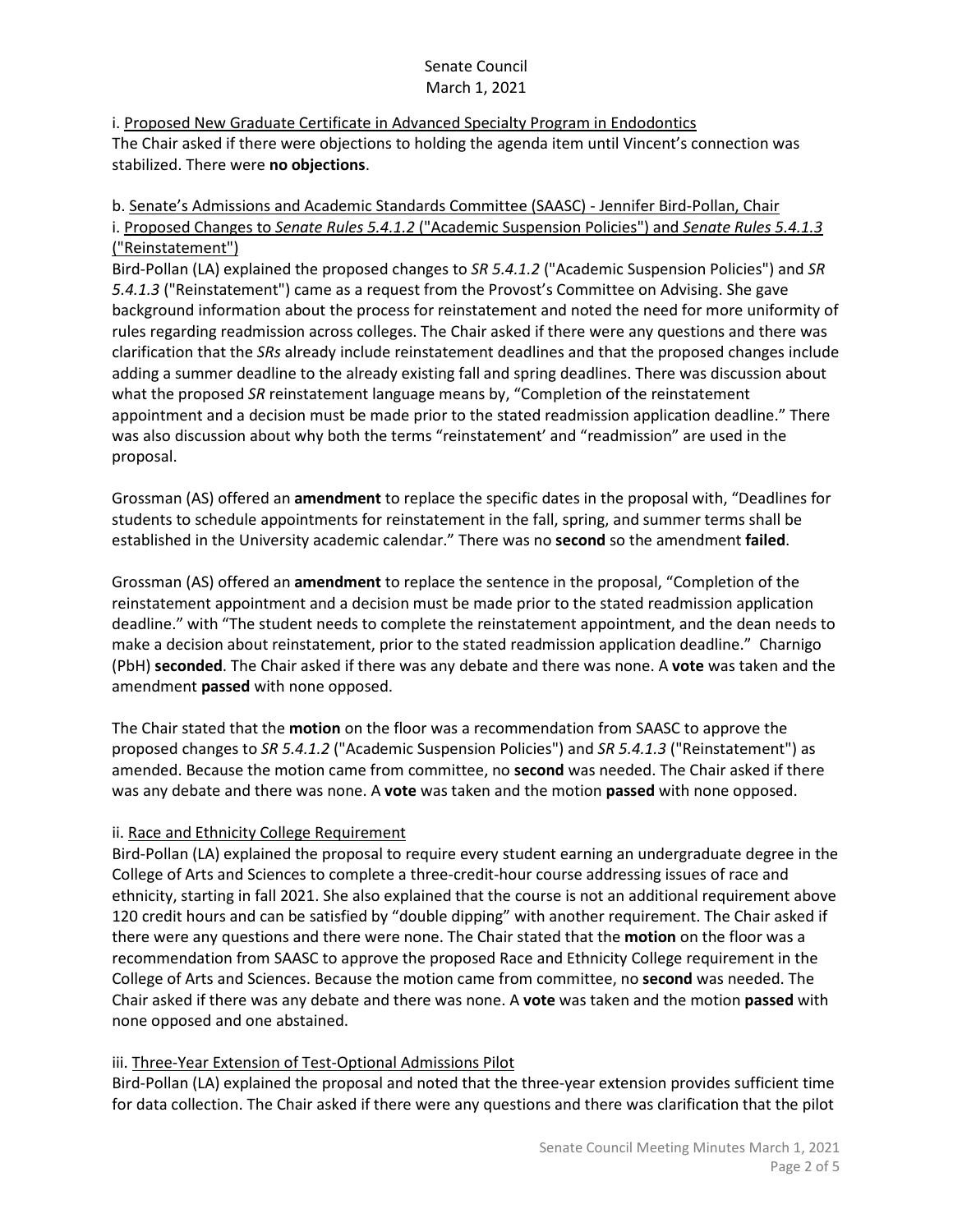i. <u>Proposed New Graduate Certificate in Advanced Specialty Program in Endodontics</u>

The Chair asked if there were objections to holding the agenda item until Vincent's connection was stabilized. There were **no objections**.

b. <u>Senate's Admissions and Academic Standards Committee (SAASC) - Jennifer Bird-Pollan, Chair</u>

i. <u>Proposed Changes to *Senate Rules 5.4.1.2* ("Academic Suspension Policies") and *Senate Rules 5.4.1.3* ("Reinstatement")</u>

Bird-Pollan (LA) explained the proposed changes to *SR 5.4.1.2* ("Academic Suspension Policies") and *SR 5.4.1.3* ("Reinstatement") came as a request from the Provost's Committee on Advising. She gave background information about the process for reinstatement and noted the need for more uniformity of rules regarding readmission across colleges. The Chair asked if there were any questions and there was clarification that the *SRs* already include reinstatement deadlines and that the proposed changes include adding a summer deadline to the already existing fall and spring deadlines. There was discussion about what the proposed *SR* reinstatement language means by, "Completion of the reinstatement appointment and a decision must be made prior to the stated readmission application deadline." There was also discussion about why both the terms "reinstatement' and "readmission" are used in the proposal.

Grossman (AS) offered an **amendment** to replace the specific dates in the proposal with, "Deadlines for students to schedule appointments for reinstatement in the fall, spring, and summer terms shall be established in the University academic calendar." There was no **second** so the amendment **failed**.

Grossman (AS) offered an **amendment** to replace the sentence in the proposal, "Completion of the reinstatement appointment and a decision must be made prior to the stated readmission application deadline." with "The student needs to complete the reinstatement appointment, and the dean needs to make a decision about reinstatement, prior to the stated readmission application deadline." Charnigo (PbH) **seconded**. The Chair asked if there was any debate and there was none. A **vote** was taken and the amendment **passed** with none opposed.

The Chair stated that the **motion** on the floor was a recommendation from SAASC to approve the proposed changes to *SR 5.4.1.2* ("Academic Suspension Policies") and *SR 5.4.1.3* ("Reinstatement") as amended. Because the motion came from committee, no **second** was needed. The Chair asked if there was any debate and there was none. A **vote** was taken and the motion **passed** with none opposed.

ii. <u>Race and Ethnicity College Requirement</u>

Bird-Pollan (LA) explained the proposal to require every student earning an undergraduate degree in the College of Arts and Sciences to complete a three-credit-hour course addressing issues of race and ethnicity, starting in fall 2021. She also explained that the course is not an additional requirement above 120 credit hours and can be satisfied by "double dipping" with another requirement. The Chair asked if there were any questions and there were none. The Chair stated that the **motion** on the floor was a recommendation from SAASC to approve the proposed Race and Ethnicity College requirement in the College of Arts and Sciences. Because the motion came from committee, no **second** was needed. The Chair asked if there was any debate and there was none. A **vote** was taken and the motion **passed** with none opposed and one abstained.

iii. <u>Three-Year Extension of Test-Optional Admissions Pilot</u>

Bird-Pollan (LA) explained the proposal and noted that the three-year extension provides sufficient time for data collection. The Chair asked if there were any questions and there was clarification that the pilot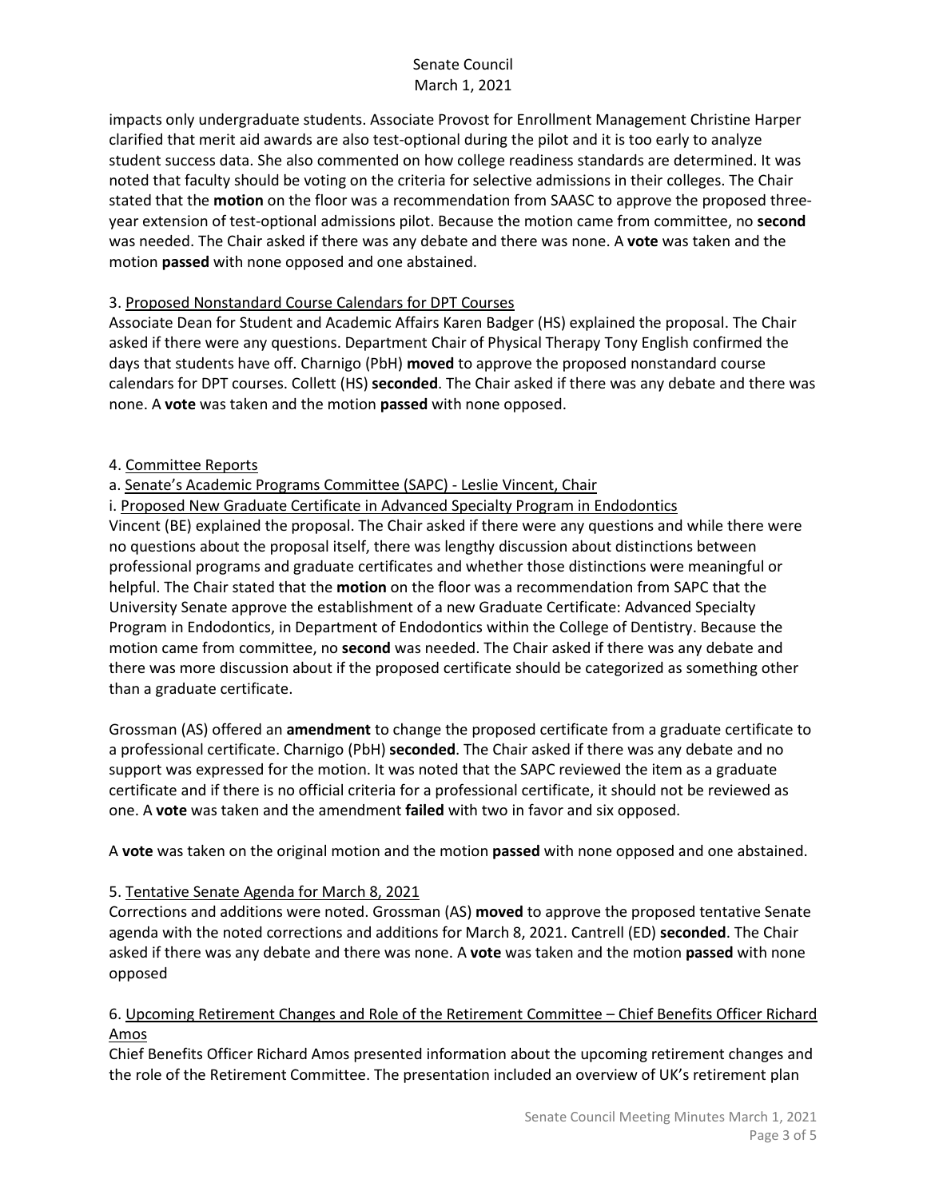impacts only undergraduate students. Associate Provost for Enrollment Management Christine Harper clarified that merit aid awards are also test-optional during the pilot and it is too early to analyze student success data. She also commented on how college readiness standards are determined. It was noted that faculty should be voting on the criteria for selective admissions in their colleges. The Chair stated that the **motion** on the floor was a recommendation from SAASC to approve the proposed three-year extension of test-optional admissions pilot. Because the motion came from committee, no **second** was needed. The Chair asked if there was any debate and there was none. A **vote** was taken and the motion **passed** with none opposed and one abstained.

3. Proposed Nonstandard Course Calendars for DPT Courses

Associate Dean for Student and Academic Affairs Karen Badger (HS) explained the proposal. The Chair asked if there were any questions. Department Chair of Physical Therapy Tony English confirmed the days that students have off. Charnigo (PbH) **moved** to approve the proposed nonstandard course calendars for DPT courses. Collett (HS) **seconded**. The Chair asked if there was any debate and there was none. A **vote** was taken and the motion **passed** with none opposed.

4. Committee Reports

a. Senate's Academic Programs Committee (SAPC) - Leslie Vincent, Chair

i. Proposed New Graduate Certificate in Advanced Specialty Program in Endodontics

Vincent (BE) explained the proposal. The Chair asked if there were any questions and while there were no questions about the proposal itself, there was lengthy discussion about distinctions between professional programs and graduate certificates and whether those distinctions were meaningful or helpful. The Chair stated that the **motion** on the floor was a recommendation from SAPC that the University Senate approve the establishment of a new Graduate Certificate: Advanced Specialty Program in Endodontics, in Department of Endodontics within the College of Dentistry. Because the motion came from committee, no **second** was needed. The Chair asked if there was any debate and there was more discussion about if the proposed certificate should be categorized as something other than a graduate certificate.

Grossman (AS) offered an **amendment** to change the proposed certificate from a graduate certificate to a professional certificate. Charnigo (PbH) **seconded**. The Chair asked if there was any debate and no support was expressed for the motion. It was noted that the SAPC reviewed the item as a graduate certificate and if there is no official criteria for a professional certificate, it should not be reviewed as one. A **vote** was taken and the amendment **failed** with two in favor and six opposed.

A **vote** was taken on the original motion and the motion **passed** with none opposed and one abstained.

5. Tentative Senate Agenda for March 8, 2021

Corrections and additions were noted. Grossman (AS) **moved** to approve the proposed tentative Senate agenda with the noted corrections and additions for March 8, 2021. Cantrell (ED) **seconded**. The Chair asked if there was any debate and there was none. A **vote** was taken and the motion **passed** with none opposed

6. Upcoming Retirement Changes and Role of the Retirement Committee – Chief Benefits Officer Richard Amos

Chief Benefits Officer Richard Amos presented information about the upcoming retirement changes and the role of the Retirement Committee. The presentation included an overview of UK's retirement plan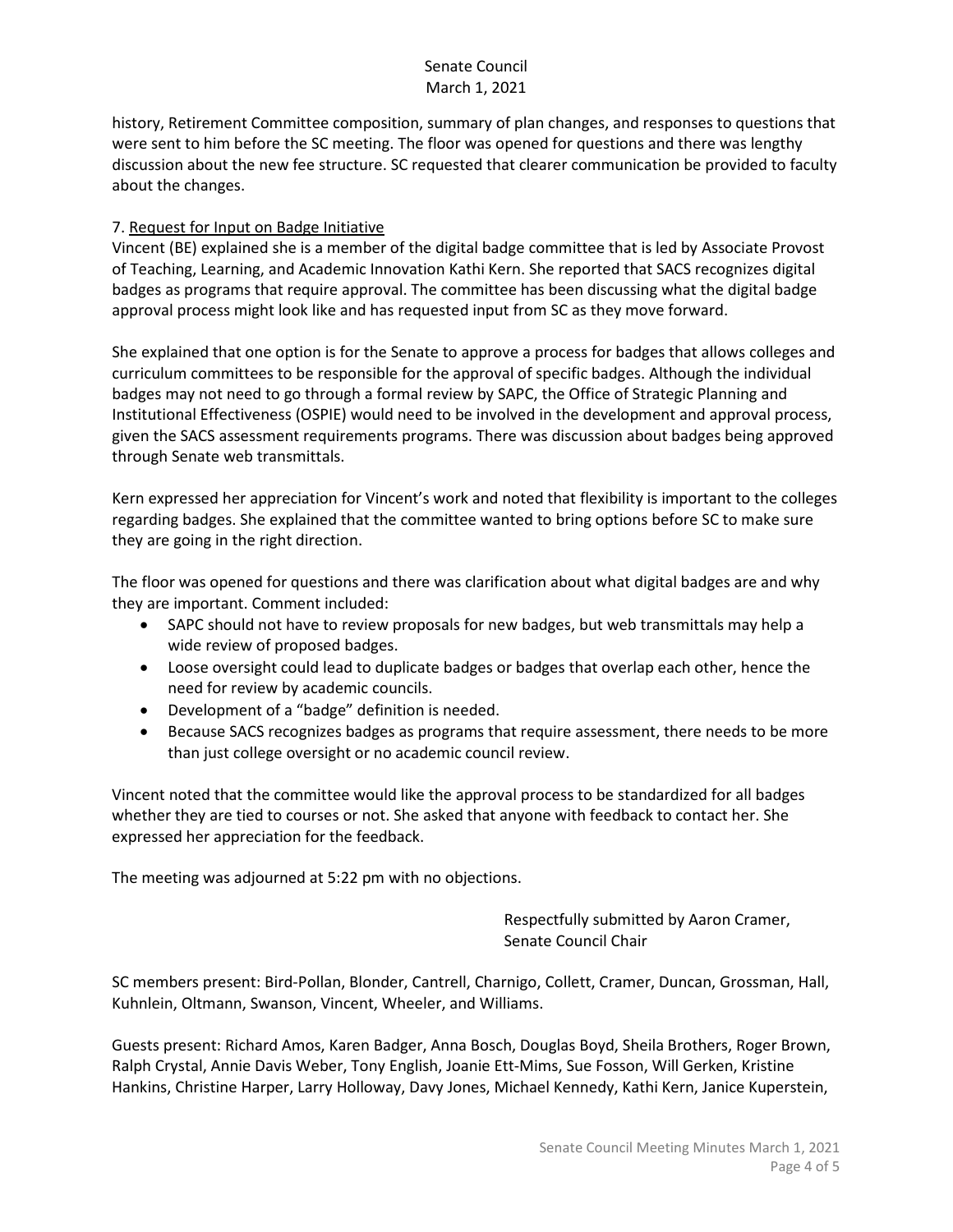history, Retirement Committee composition, summary of plan changes, and responses to questions that were sent to him before the SC meeting. The floor was opened for questions and there was lengthy discussion about the new fee structure. SC requested that clearer communication be provided to faculty about the changes.

7. Request for Input on Badge Initiative

Vincent (BE) explained she is a member of the digital badge committee that is led by Associate Provost of Teaching, Learning, and Academic Innovation Kathi Kern. She reported that SACS recognizes digital badges as programs that require approval. The committee has been discussing what the digital badge approval process might look like and has requested input from SC as they move forward.

She explained that one option is for the Senate to approve a process for badges that allows colleges and curriculum committees to be responsible for the approval of specific badges. Although the individual badges may not need to go through a formal review by SAPC, the Office of Strategic Planning and Institutional Effectiveness (OSPIE) would need to be involved in the development and approval process, given the SACS assessment requirements programs. There was discussion about badges being approved through Senate web transmittals.

Kern expressed her appreciation for Vincent's work and noted that flexibility is important to the colleges regarding badges. She explained that the committee wanted to bring options before SC to make sure they are going in the right direction.

The floor was opened for questions and there was clarification about what digital badges are and why they are important. Comment included:

- SAPC should not have to review proposals for new badges, but web transmittals may help a wide review of proposed badges.
- Loose oversight could lead to duplicate badges or badges that overlap each other, hence the need for review by academic councils.
- Development of a "badge" definition is needed.
- Because SACS recognizes badges as programs that require assessment, there needs to be more than just college oversight or no academic council review.

Vincent noted that the committee would like the approval process to be standardized for all badges whether they are tied to courses or not. She asked that anyone with feedback to contact her. She expressed her appreciation for the feedback.

The meeting was adjourned at 5:22 pm with no objections.

Respectfully submitted by Aaron Cramer,
Senate Council Chair

SC members present: Bird-Pollan, Blonder, Cantrell, Charnigo, Collett, Cramer, Duncan, Grossman, Hall, Kuhnlein, Oltmann, Swanson, Vincent, Wheeler, and Williams.

Guests present: Richard Amos, Karen Badger, Anna Bosch, Douglas Boyd, Sheila Brothers, Roger Brown, Ralph Crystal, Annie Davis Weber, Tony English, Joanie Ett-Mims, Sue Fosson, Will Gerken, Kristine Hankins, Christine Harper, Larry Holloway, Davy Jones, Michael Kennedy, Kathi Kern, Janice Kuperstein,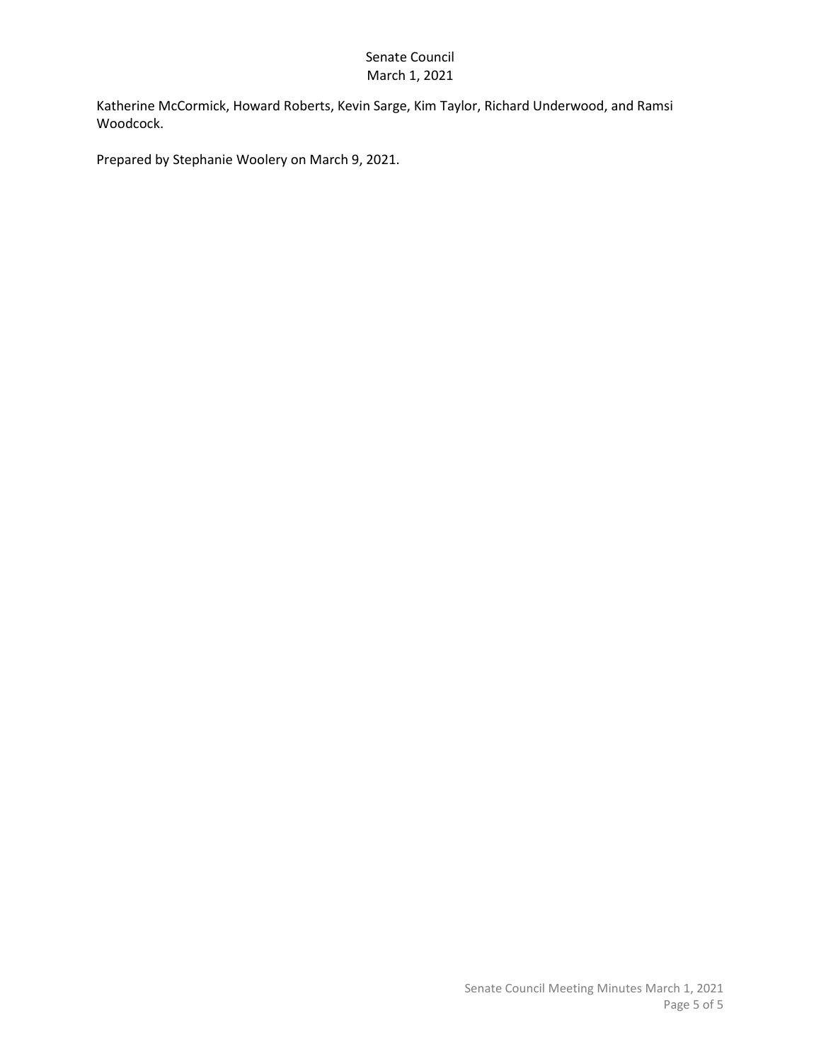Katherine McCormick, Howard Roberts, Kevin Sarge, Kim Taylor, Richard Underwood, and Ramsi Woodcock.

Prepared by Stephanie Woolery on March 9, 2021.